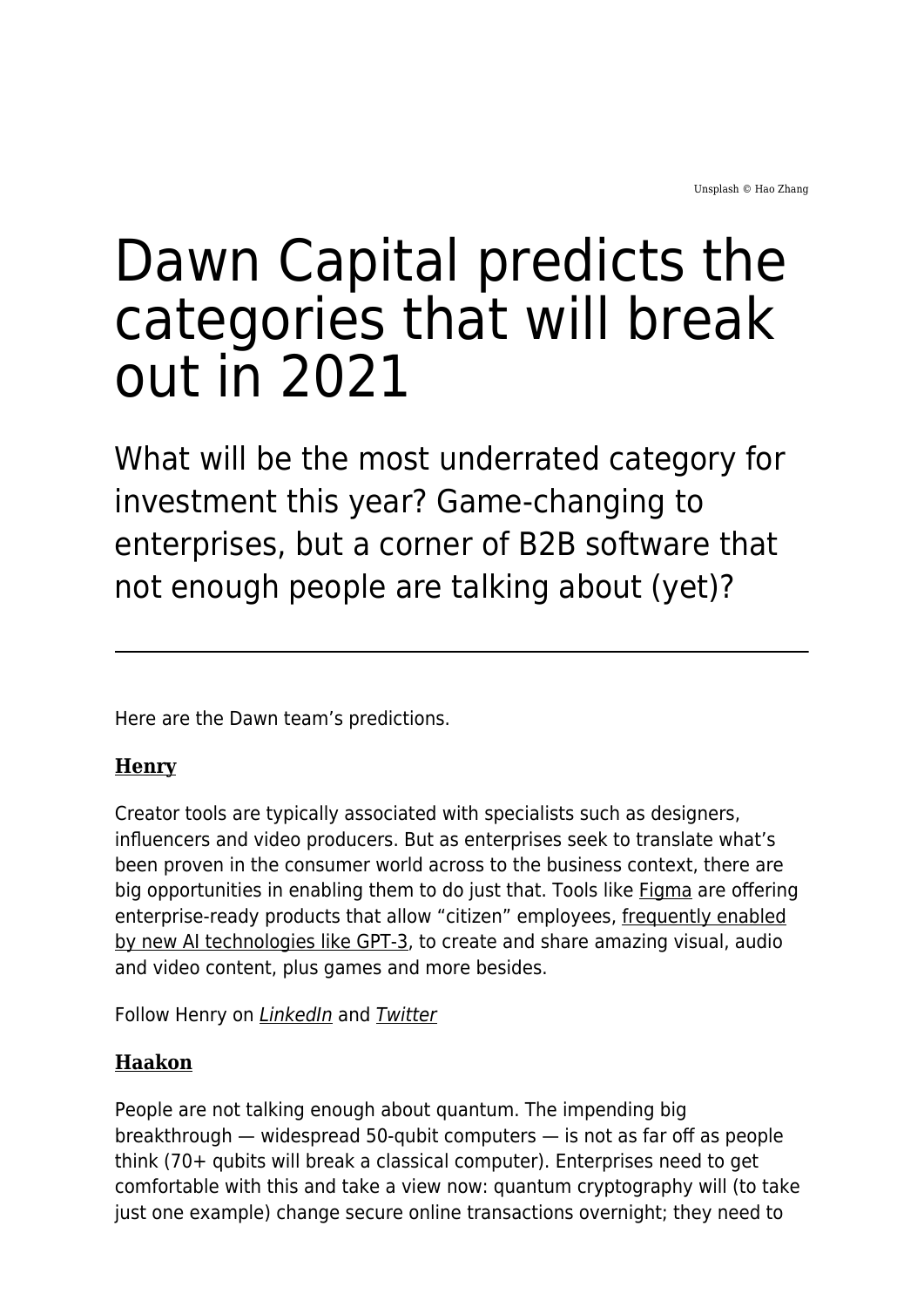Unsplash © Hao Zhang

# Dawn Capital predicts the categories that will break out in 2021

## What will be the most underrated category for investment this year? Game-changing to enterprises, but a corner of B2B software that not enough people are talking about (yet)?

---

Here are the Dawn team's predictions.

### Henry

Creator tools are typically associated with specialists such as designers, influencers and video producers. But as enterprises seek to translate what's been proven in the consumer world across to the business context, there are big opportunities in enabling them to do just that. Tools like Figma are offering enterprise-ready products that allow "citizen" employees, frequently enabled by new AI technologies like GPT-3, to create and share amazing visual, audio and video content, plus games and more besides.

Follow Henry on *LinkedIn* and *Twitter*

### Haakon

People are not talking enough about quantum. The impending big breakthrough — widespread 50-qubit computers — is not as far off as people think (70+ qubits will break a classical computer). Enterprises need to get comfortable with this and take a view now: quantum cryptography will (to take just one example) change secure online transactions overnight; they need to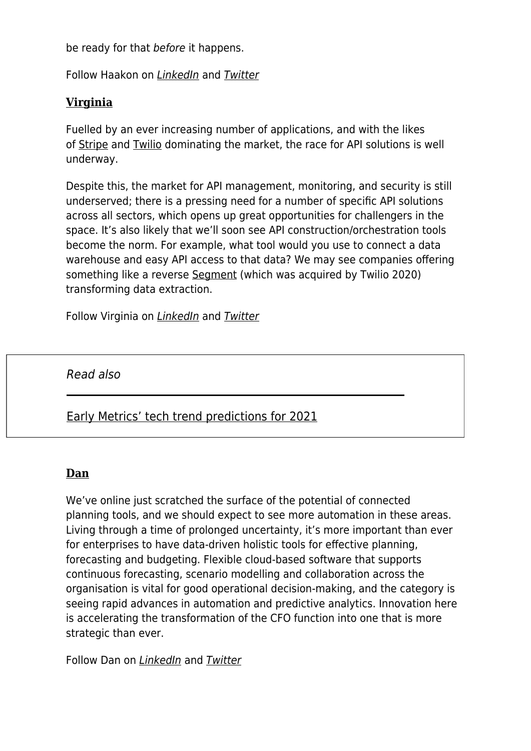be ready for that *before* it happens.

Follow Haakon on *LinkedIn* and *Twitter*

### Virginia

Fuelled by an ever increasing number of applications, and with the likes of Stripe and Twilio dominating the market, the race for API solutions is well underway.

Despite this, the market for API management, monitoring, and security is still underserved; there is a pressing need for a number of specific API solutions across all sectors, which opens up great opportunities for challengers in the space. It's also likely that we'll soon see API construction/orchestration tools become the norm. For example, what tool would you use to connect a data warehouse and easy API access to that data? We may see companies offering something like a reverse Segment (which was acquired by Twilio 2020) transforming data extraction.

Follow Virginia on *LinkedIn* and *Twitter*

*Read also*

Early Metrics' tech trend predictions for 2021

### Dan

We've online just scratched the surface of the potential of connected planning tools, and we should expect to see more automation in these areas. Living through a time of prolonged uncertainty, it's more important than ever for enterprises to have data-driven holistic tools for effective planning, forecasting and budgeting. Flexible cloud-based software that supports continuous forecasting, scenario modelling and collaboration across the organisation is vital for good operational decision-making, and the category is seeing rapid advances in automation and predictive analytics. Innovation here is accelerating the transformation of the CFO function into one that is more strategic than ever.

Follow Dan on *LinkedIn* and *Twitter*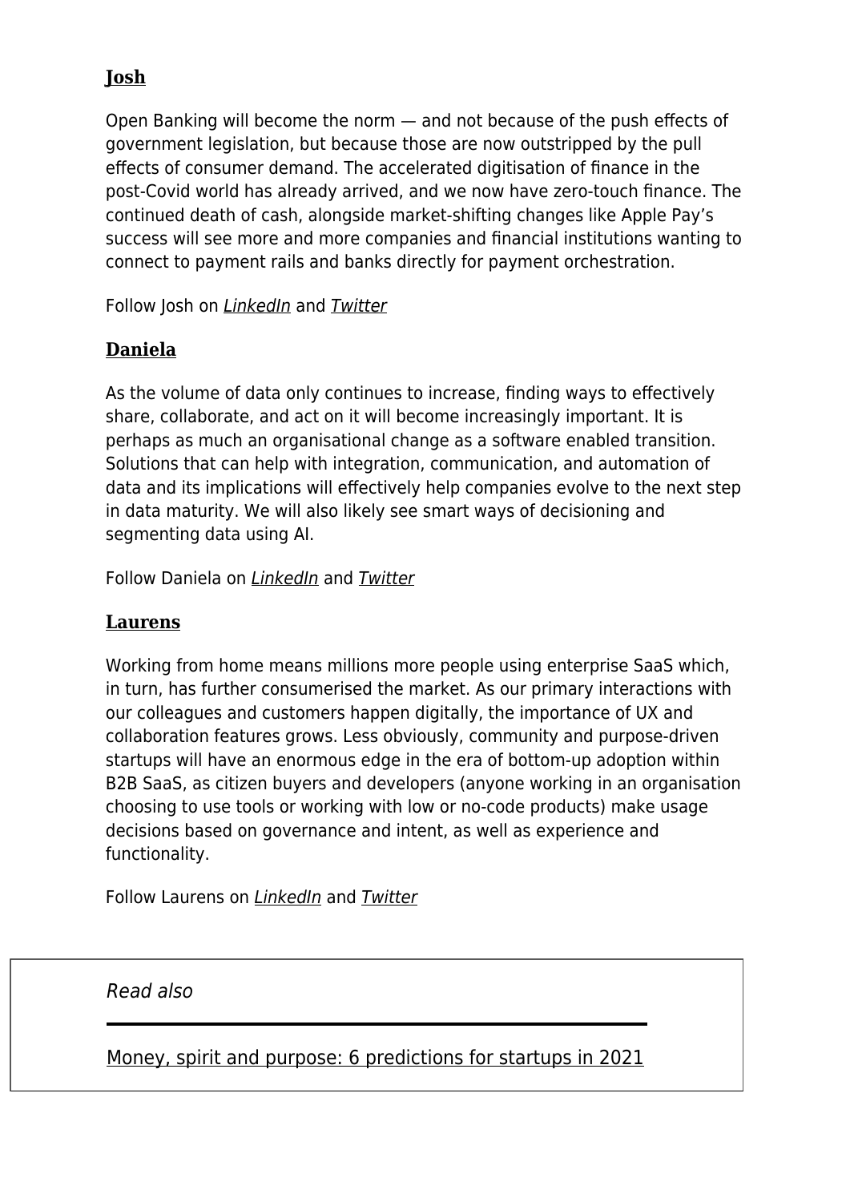### Josh

Open Banking will become the norm — and not because of the push effects of government legislation, but because those are now outstripped by the pull effects of consumer demand. The accelerated digitisation of finance in the post-Covid world has already arrived, and we now have zero-touch finance. The continued death of cash, alongside market-shifting changes like Apple Pay's success will see more and more companies and financial institutions wanting to connect to payment rails and banks directly for payment orchestration.

Follow Josh on *LinkedIn* and *Twitter*

### Daniela

As the volume of data only continues to increase, finding ways to effectively share, collaborate, and act on it will become increasingly important. It is perhaps as much an organisational change as a software enabled transition. Solutions that can help with integration, communication, and automation of data and its implications will effectively help companies evolve to the next step in data maturity. We will also likely see smart ways of decisioning and segmenting data using AI.

Follow Daniela on *LinkedIn* and *Twitter*

### Laurens

Working from home means millions more people using enterprise SaaS which, in turn, has further consumerised the market. As our primary interactions with our colleagues and customers happen digitally, the importance of UX and collaboration features grows. Less obviously, community and purpose-driven startups will have an enormous edge in the era of bottom-up adoption within B2B SaaS, as citizen buyers and developers (anyone working in an organisation choosing to use tools or working with low or no-code products) make usage decisions based on governance and intent, as well as experience and functionality.

Follow Laurens on *LinkedIn* and *Twitter*

*Read also*

Money, spirit and purpose: 6 predictions for startups in 2021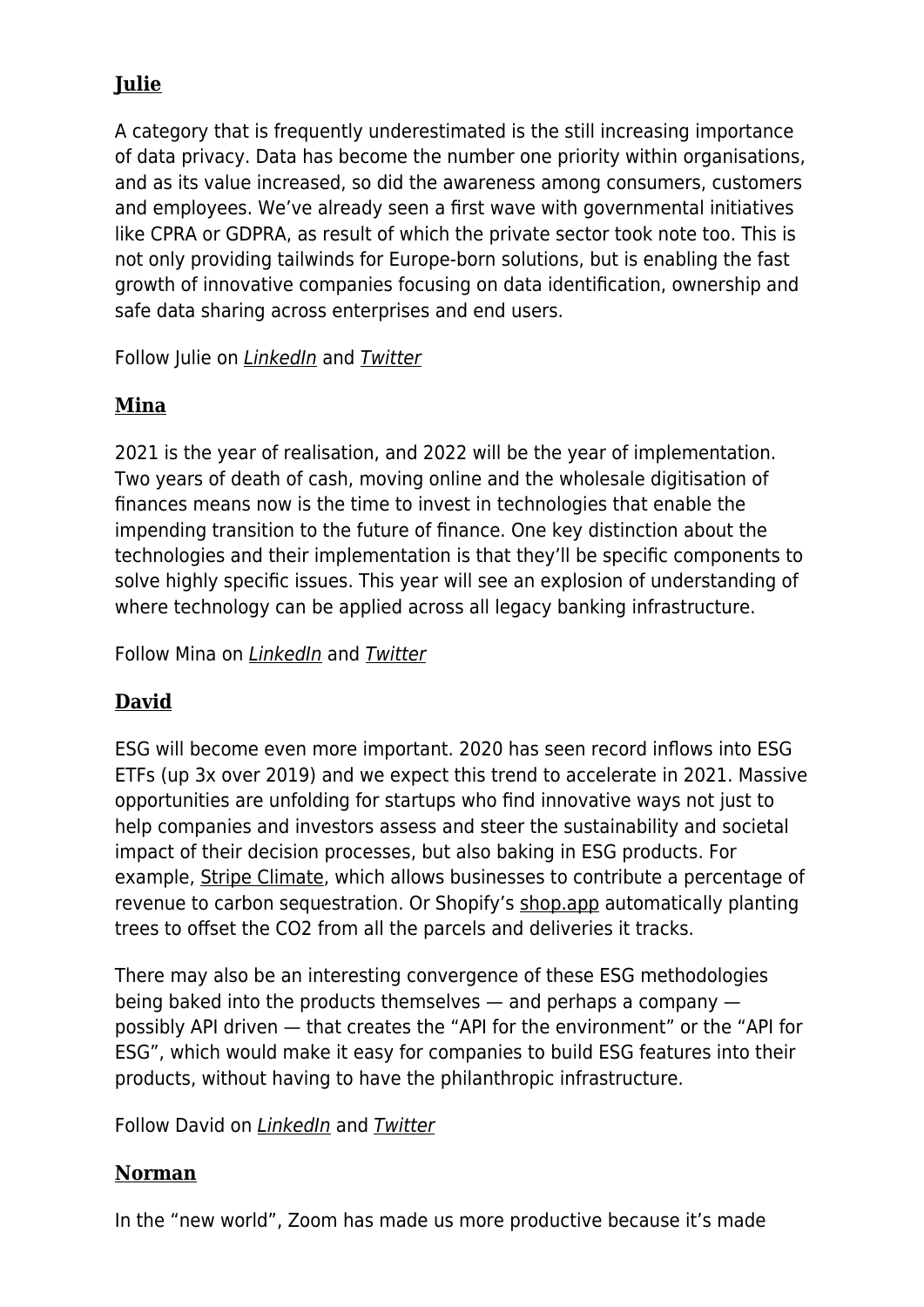## Julie

A category that is frequently underestimated is the still increasing importance of data privacy. Data has become the number one priority within organisations, and as its value increased, so did the awareness among consumers, customers and employees. We've already seen a first wave with governmental initiatives like CPRA or GDPRA, as result of which the private sector took note too. This is not only providing tailwinds for Europe-born solutions, but is enabling the fast growth of innovative companies focusing on data identification, ownership and safe data sharing across enterprises and end users.

Follow Julie on *LinkedIn* and *Twitter*

## Mina

2021 is the year of realisation, and 2022 will be the year of implementation. Two years of death of cash, moving online and the wholesale digitisation of finances means now is the time to invest in technologies that enable the impending transition to the future of finance. One key distinction about the technologies and their implementation is that they'll be specific components to solve highly specific issues. This year will see an explosion of understanding of where technology can be applied across all legacy banking infrastructure.

Follow Mina on *LinkedIn* and *Twitter*

## David

ESG will become even more important. 2020 has seen record inflows into ESG ETFs (up 3x over 2019) and we expect this trend to accelerate in 2021. Massive opportunities are unfolding for startups who find innovative ways not just to help companies and investors assess and steer the sustainability and societal impact of their decision processes, but also baking in ESG products. For example, Stripe Climate, which allows businesses to contribute a percentage of revenue to carbon sequestration. Or Shopify's shop.app automatically planting trees to offset the $CO_2$ from all the parcels and deliveries it tracks.

There may also be an interesting convergence of these ESG methodologies being baked into the products themselves — and perhaps a company — possibly API driven — that creates the "API for the environment" or the "API for ESG", which would make it easy for companies to build ESG features into their products, without having to have the philanthropic infrastructure.

Follow David on *LinkedIn* and *Twitter*

## Norman

In the "new world", Zoom has made us more productive because it's made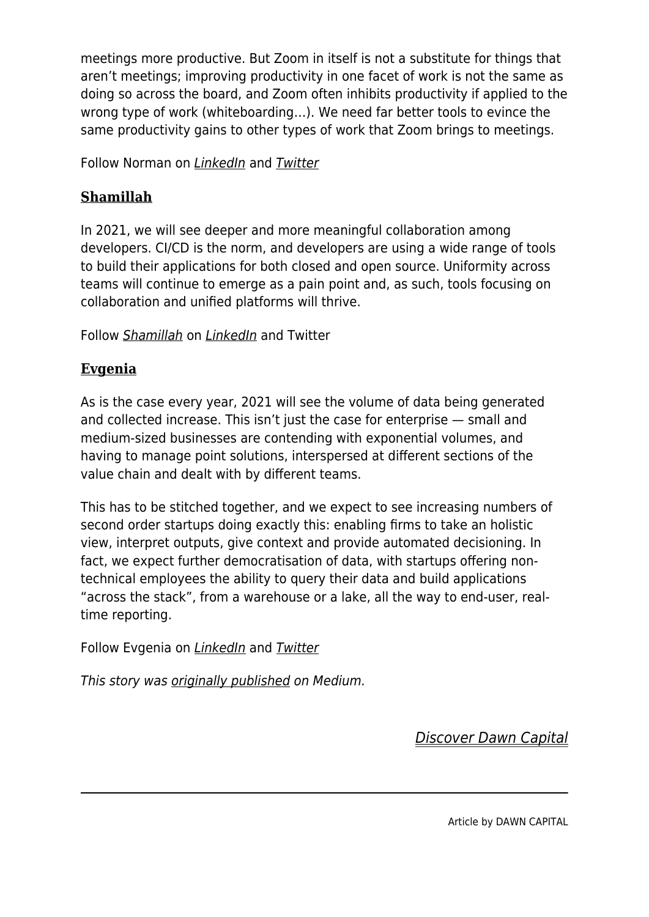meetings more productive. But Zoom in itself is not a substitute for things that aren't meetings; improving productivity in one facet of work is not the same as doing so across the board, and Zoom often inhibits productivity if applied to the wrong type of work (whiteboarding…). We need far better tools to evince the same productivity gains to other types of work that Zoom brings to meetings.

Follow Norman on *LinkedIn* and *Twitter*

## Shamillah

In 2021, we will see deeper and more meaningful collaboration among developers. CI/CD is the norm, and developers are using a wide range of tools to build their applications for both closed and open source. Uniformity across teams will continue to emerge as a pain point and, as such, tools focusing on collaboration and unified platforms will thrive.

Follow *Shamillah* on *LinkedIn* and Twitter

## Evgenia

As is the case every year, 2021 will see the volume of data being generated and collected increase. This isn't just the case for enterprise — small and medium-sized businesses are contending with exponential volumes, and having to manage point solutions, interspersed at different sections of the value chain and dealt with by different teams.

This has to be stitched together, and we expect to see increasing numbers of second order startups doing exactly this: enabling firms to take an holistic view, interpret outputs, give context and provide automated decisioning. In fact, we expect further democratisation of data, with startups offering non-technical employees the ability to query their data and build applications "across the stack", from a warehouse or a lake, all the way to end-user, real-time reporting.

Follow Evgenia on *LinkedIn* and *Twitter*

*This story was originally published on Medium.*

*Discover Dawn Capital*

---

Article by DAWN CAPITAL